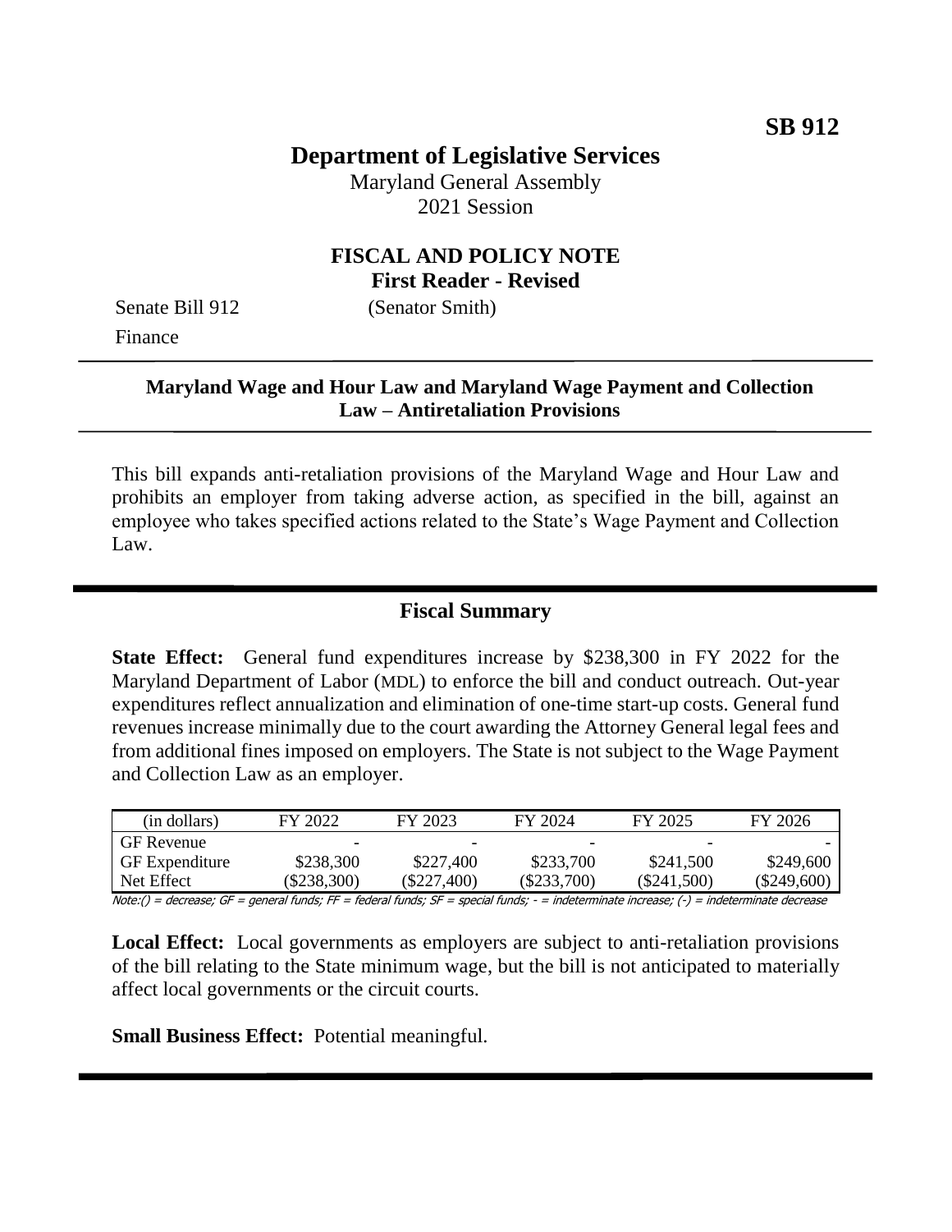**SB 912**

# Department of Legislative Services

Maryland General Assembly
2021 Session

## FISCAL AND POLICY NOTE
**First Reader - Revised**

Senate Bill 912 (Senator Smith)
Finance

**Maryland Wage and Hour Law and Maryland Wage Payment and Collection Law – Antiretaliation Provisions**

This bill expands anti-retaliation provisions of the Maryland Wage and Hour Law and prohibits an employer from taking adverse action, as specified in the bill, against an employee who takes specified actions related to the State's Wage Payment and Collection Law.

## Fiscal Summary

**State Effect:** General fund expenditures increase by $238,300 in FY 2022 for the Maryland Department of Labor (MDL) to enforce the bill and conduct outreach. Out-year expenditures reflect annualization and elimination of one-time start-up costs. General fund revenues increase minimally due to the court awarding the Attorney General legal fees and from additional fines imposed on employers. The State is not subject to the Wage Payment and Collection Law as an employer.

| (in dollars) | FY 2022 | FY 2023 | FY 2024 | FY 2025 | FY 2026 |
|---|---|---|---|---|---|
| GF Revenue | - | - | - | - | - |
| GF Expenditure | $238,300 | $227,400 | $233,700 | $241,500 | $249,600 |
| Net Effect | ($238,300) | ($227,400) | ($233,700) | ($241,500) | ($249,600) |

Note:() = decrease; GF = general funds; FF = federal funds; SF = special funds; - = indeterminate increase; (-) = indeterminate decrease

**Local Effect:** Local governments as employers are subject to anti-retaliation provisions of the bill relating to the State minimum wage, but the bill is not anticipated to materially affect local governments or the circuit courts.

**Small Business Effect:** Potential meaningful.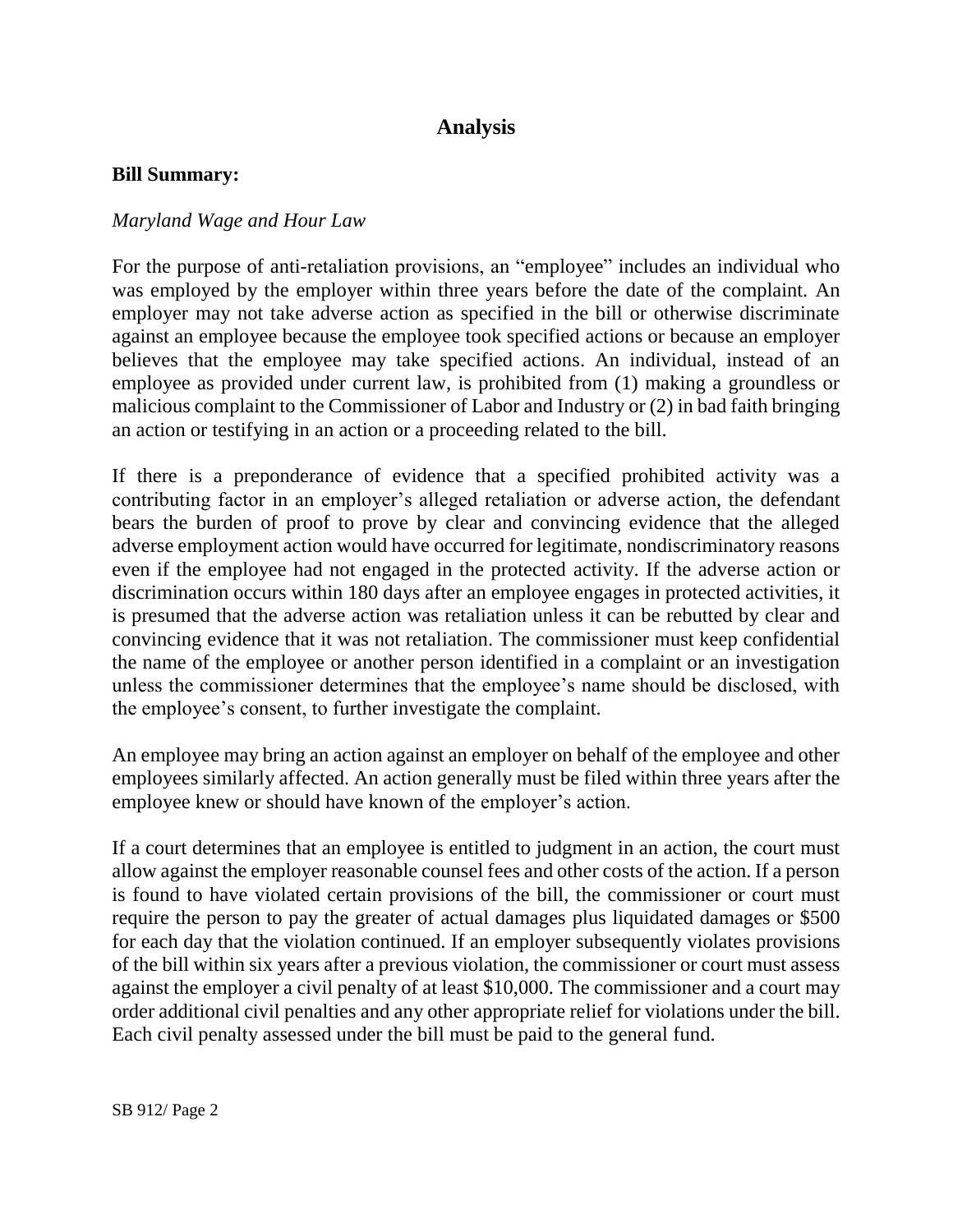## Analysis

**Bill Summary:**

*Maryland Wage and Hour Law*

For the purpose of anti-retaliation provisions, an "employee" includes an individual who was employed by the employer within three years before the date of the complaint. An employer may not take adverse action as specified in the bill or otherwise discriminate against an employee because the employee took specified actions or because an employer believes that the employee may take specified actions. An individual, instead of an employee as provided under current law, is prohibited from (1) making a groundless or malicious complaint to the Commissioner of Labor and Industry or (2) in bad faith bringing an action or testifying in an action or a proceeding related to the bill.

If there is a preponderance of evidence that a specified prohibited activity was a contributing factor in an employer's alleged retaliation or adverse action, the defendant bears the burden of proof to prove by clear and convincing evidence that the alleged adverse employment action would have occurred for legitimate, nondiscriminatory reasons even if the employee had not engaged in the protected activity. If the adverse action or discrimination occurs within 180 days after an employee engages in protected activities, it is presumed that the adverse action was retaliation unless it can be rebutted by clear and convincing evidence that it was not retaliation. The commissioner must keep confidential the name of the employee or another person identified in a complaint or an investigation unless the commissioner determines that the employee's name should be disclosed, with the employee's consent, to further investigate the complaint.

An employee may bring an action against an employer on behalf of the employee and other employees similarly affected. An action generally must be filed within three years after the employee knew or should have known of the employer's action.

If a court determines that an employee is entitled to judgment in an action, the court must allow against the employer reasonable counsel fees and other costs of the action. If a person is found to have violated certain provisions of the bill, the commissioner or court must require the person to pay the greater of actual damages plus liquidated damages or $500 for each day that the violation continued. If an employer subsequently violates provisions of the bill within six years after a previous violation, the commissioner or court must assess against the employer a civil penalty of at least $10,000. The commissioner and a court may order additional civil penalties and any other appropriate relief for violations under the bill. Each civil penalty assessed under the bill must be paid to the general fund.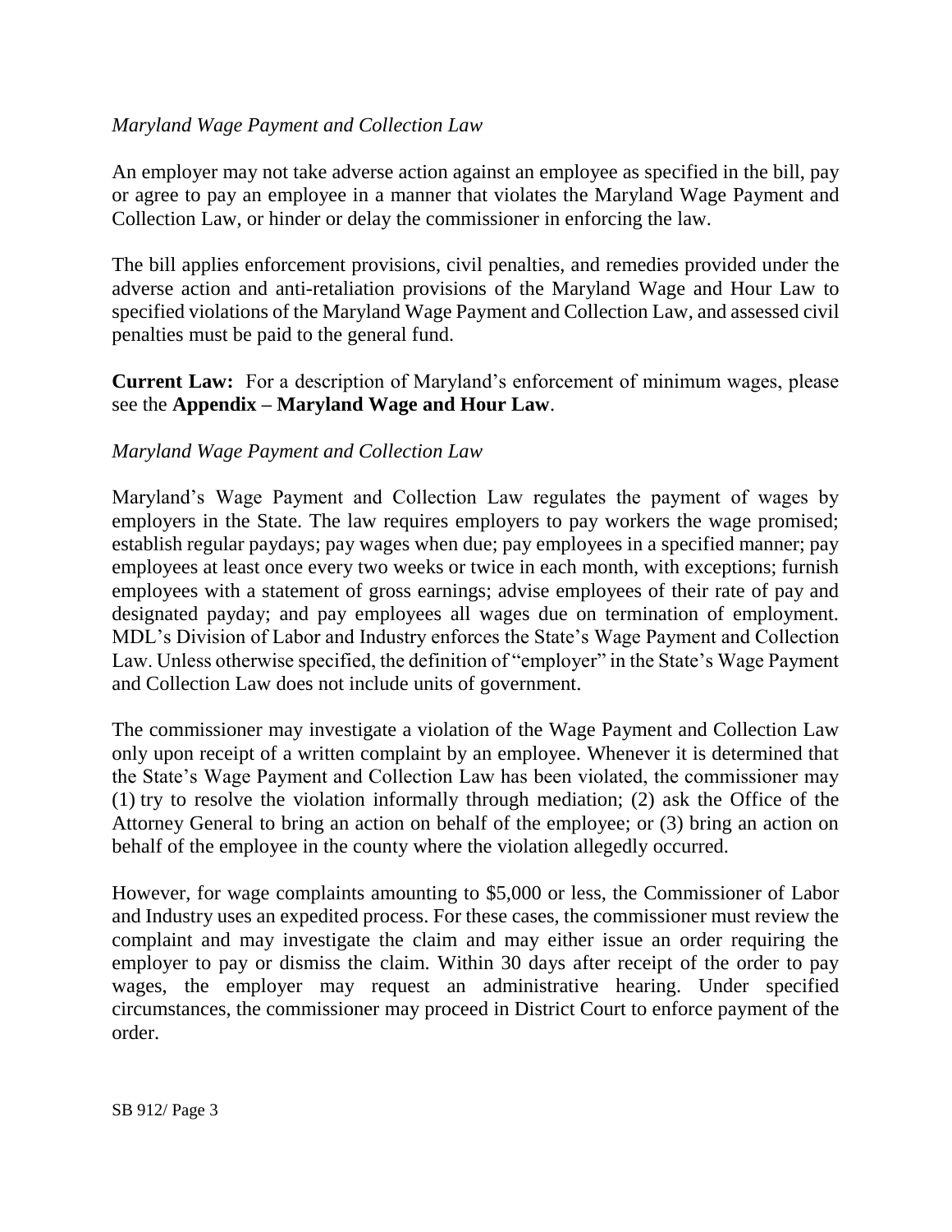*Maryland Wage Payment and Collection Law*

An employer may not take adverse action against an employee as specified in the bill, pay or agree to pay an employee in a manner that violates the Maryland Wage Payment and Collection Law, or hinder or delay the commissioner in enforcing the law.

The bill applies enforcement provisions, civil penalties, and remedies provided under the adverse action and anti-retaliation provisions of the Maryland Wage and Hour Law to specified violations of the Maryland Wage Payment and Collection Law, and assessed civil penalties must be paid to the general fund.

**Current Law:** For a description of Maryland's enforcement of minimum wages, please see the **Appendix – Maryland Wage and Hour Law**.

*Maryland Wage Payment and Collection Law*

Maryland's Wage Payment and Collection Law regulates the payment of wages by employers in the State. The law requires employers to pay workers the wage promised; establish regular paydays; pay wages when due; pay employees in a specified manner; pay employees at least once every two weeks or twice in each month, with exceptions; furnish employees with a statement of gross earnings; advise employees of their rate of pay and designated payday; and pay employees all wages due on termination of employment. MDL's Division of Labor and Industry enforces the State's Wage Payment and Collection Law. Unless otherwise specified, the definition of "employer" in the State's Wage Payment and Collection Law does not include units of government.

The commissioner may investigate a violation of the Wage Payment and Collection Law only upon receipt of a written complaint by an employee. Whenever it is determined that the State's Wage Payment and Collection Law has been violated, the commissioner may (1) try to resolve the violation informally through mediation; (2) ask the Office of the Attorney General to bring an action on behalf of the employee; or (3) bring an action on behalf of the employee in the county where the violation allegedly occurred.

However, for wage complaints amounting to $5,000 or less, the Commissioner of Labor and Industry uses an expedited process. For these cases, the commissioner must review the complaint and may investigate the claim and may either issue an order requiring the employer to pay or dismiss the claim. Within 30 days after receipt of the order to pay wages, the employer may request an administrative hearing. Under specified circumstances, the commissioner may proceed in District Court to enforce payment of the order.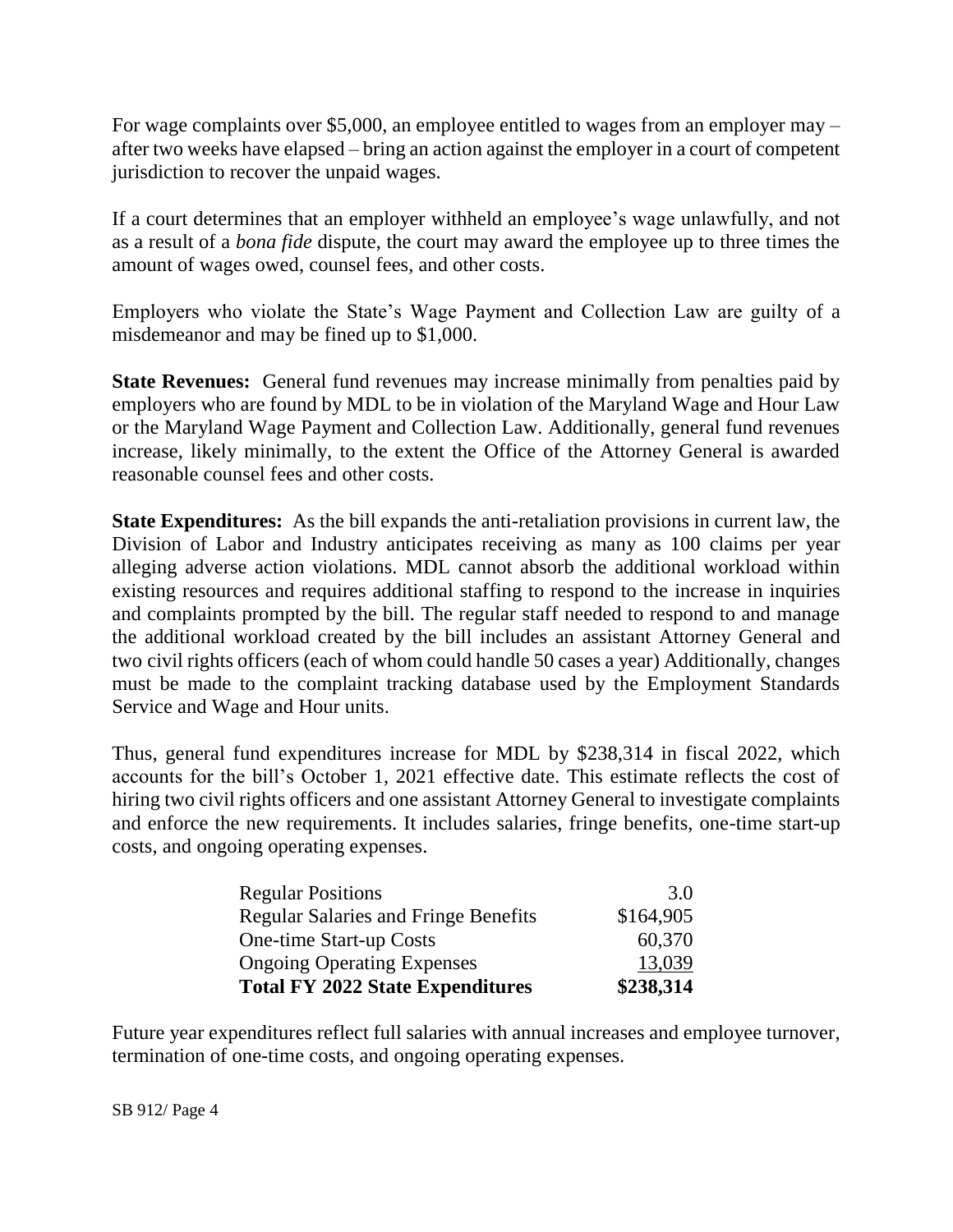For wage complaints over $5,000, an employee entitled to wages from an employer may – after two weeks have elapsed – bring an action against the employer in a court of competent jurisdiction to recover the unpaid wages.

If a court determines that an employer withheld an employee's wage unlawfully, and not as a result of a *bona fide* dispute, the court may award the employee up to three times the amount of wages owed, counsel fees, and other costs.

Employers who violate the State's Wage Payment and Collection Law are guilty of a misdemeanor and may be fined up to $1,000.

**State Revenues:** General fund revenues may increase minimally from penalties paid by employers who are found by MDL to be in violation of the Maryland Wage and Hour Law or the Maryland Wage Payment and Collection Law. Additionally, general fund revenues increase, likely minimally, to the extent the Office of the Attorney General is awarded reasonable counsel fees and other costs.

**State Expenditures:** As the bill expands the anti-retaliation provisions in current law, the Division of Labor and Industry anticipates receiving as many as 100 claims per year alleging adverse action violations. MDL cannot absorb the additional workload within existing resources and requires additional staffing to respond to the increase in inquiries and complaints prompted by the bill. The regular staff needed to respond to and manage the additional workload created by the bill includes an assistant Attorney General and two civil rights officers (each of whom could handle 50 cases a year) Additionally, changes must be made to the complaint tracking database used by the Employment Standards Service and Wage and Hour units.

Thus, general fund expenditures increase for MDL by $238,314 in fiscal 2022, which accounts for the bill's October 1, 2021 effective date. This estimate reflects the cost of hiring two civil rights officers and one assistant Attorney General to investigate complaints and enforce the new requirements. It includes salaries, fringe benefits, one-time start-up costs, and ongoing operating expenses.

| | |
|---|---|
| Regular Positions | 3.0 |
| Regular Salaries and Fringe Benefits | $164,905 |
| One-time Start-up Costs | 60,370 |
| Ongoing Operating Expenses | 13,039 |
| **Total FY 2022 State Expenditures** | **$238,314** |

Future year expenditures reflect full salaries with annual increases and employee turnover, termination of one-time costs, and ongoing operating expenses.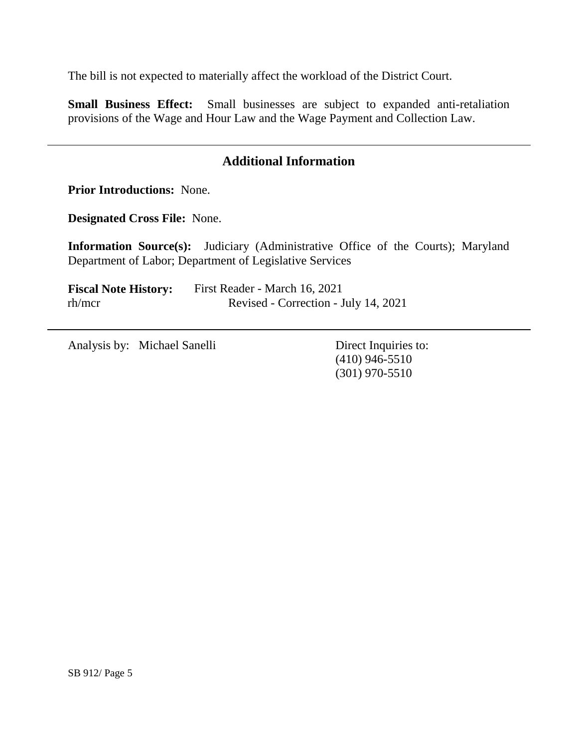The bill is not expected to materially affect the workload of the District Court.

**Small Business Effect:** Small businesses are subject to expanded anti-retaliation provisions of the Wage and Hour Law and the Wage Payment and Collection Law.

---

## Additional Information

**Prior Introductions:** None.

**Designated Cross File:** None.

**Information Source(s):** Judiciary (Administrative Office of the Courts); Maryland Department of Labor; Department of Legislative Services

**Fiscal Note History:** First Reader - March 16, 2021
rh/mcr Revised - Correction - July 14, 2021

---

Analysis by: Michael Sanelli

Direct Inquiries to:
(410) 946-5510
(301) 970-5510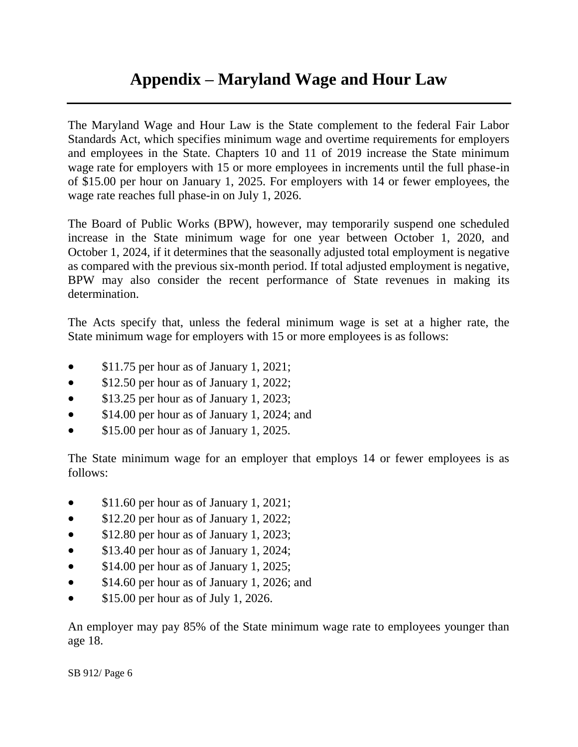# Appendix – Maryland Wage and Hour Law

The Maryland Wage and Hour Law is the State complement to the federal Fair Labor Standards Act, which specifies minimum wage and overtime requirements for employers and employees in the State. Chapters 10 and 11 of 2019 increase the State minimum wage rate for employers with 15 or more employees in increments until the full phase-in of $15.00 per hour on January 1, 2025. For employers with 14 or fewer employees, the wage rate reaches full phase-in on July 1, 2026.

The Board of Public Works (BPW), however, may temporarily suspend one scheduled increase in the State minimum wage for one year between October 1, 2020, and October 1, 2024, if it determines that the seasonally adjusted total employment is negative as compared with the previous six-month period. If total adjusted employment is negative, BPW may also consider the recent performance of State revenues in making its determination.

The Acts specify that, unless the federal minimum wage is set at a higher rate, the State minimum wage for employers with 15 or more employees is as follows:

- $11.75 per hour as of January 1, 2021;
- $12.50 per hour as of January 1, 2022;
- $13.25 per hour as of January 1, 2023;
- $14.00 per hour as of January 1, 2024; and
- $15.00 per hour as of January 1, 2025.

The State minimum wage for an employer that employs 14 or fewer employees is as follows:

- $11.60 per hour as of January 1, 2021;
- $12.20 per hour as of January 1, 2022;
- $12.80 per hour as of January 1, 2023;
- $13.40 per hour as of January 1, 2024;
- $14.00 per hour as of January 1, 2025;
- $14.60 per hour as of January 1, 2026; and
- $15.00 per hour as of July 1, 2026.

An employer may pay 85% of the State minimum wage rate to employees younger than age 18.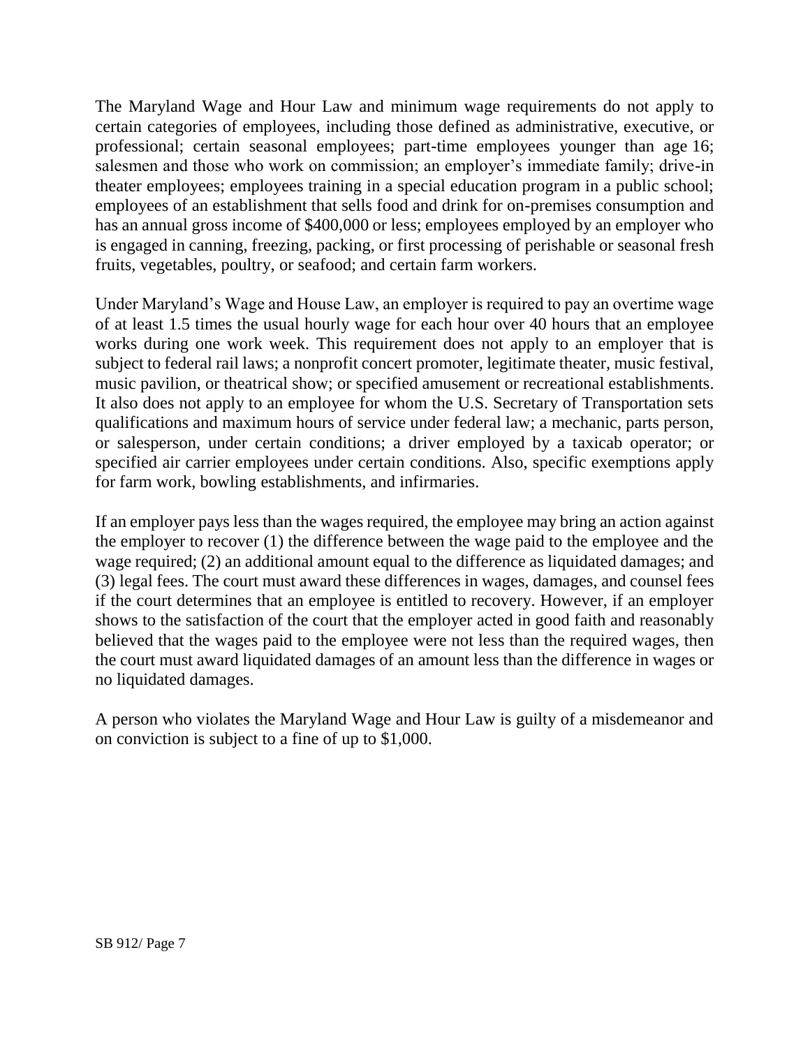The Maryland Wage and Hour Law and minimum wage requirements do not apply to certain categories of employees, including those defined as administrative, executive, or professional; certain seasonal employees; part-time employees younger than age 16; salesmen and those who work on commission; an employer's immediate family; drive-in theater employees; employees training in a special education program in a public school; employees of an establishment that sells food and drink for on-premises consumption and has an annual gross income of $400,000 or less; employees employed by an employer who is engaged in canning, freezing, packing, or first processing of perishable or seasonal fresh fruits, vegetables, poultry, or seafood; and certain farm workers.

Under Maryland's Wage and House Law, an employer is required to pay an overtime wage of at least 1.5 times the usual hourly wage for each hour over 40 hours that an employee works during one work week. This requirement does not apply to an employer that is subject to federal rail laws; a nonprofit concert promoter, legitimate theater, music festival, music pavilion, or theatrical show; or specified amusement or recreational establishments. It also does not apply to an employee for whom the U.S. Secretary of Transportation sets qualifications and maximum hours of service under federal law; a mechanic, parts person, or salesperson, under certain conditions; a driver employed by a taxicab operator; or specified air carrier employees under certain conditions. Also, specific exemptions apply for farm work, bowling establishments, and infirmaries.

If an employer pays less than the wages required, the employee may bring an action against the employer to recover (1) the difference between the wage paid to the employee and the wage required; (2) an additional amount equal to the difference as liquidated damages; and (3) legal fees. The court must award these differences in wages, damages, and counsel fees if the court determines that an employee is entitled to recovery. However, if an employer shows to the satisfaction of the court that the employer acted in good faith and reasonably believed that the wages paid to the employee were not less than the required wages, then the court must award liquidated damages of an amount less than the difference in wages or no liquidated damages.

A person who violates the Maryland Wage and Hour Law is guilty of a misdemeanor and on conviction is subject to a fine of up to $1,000.